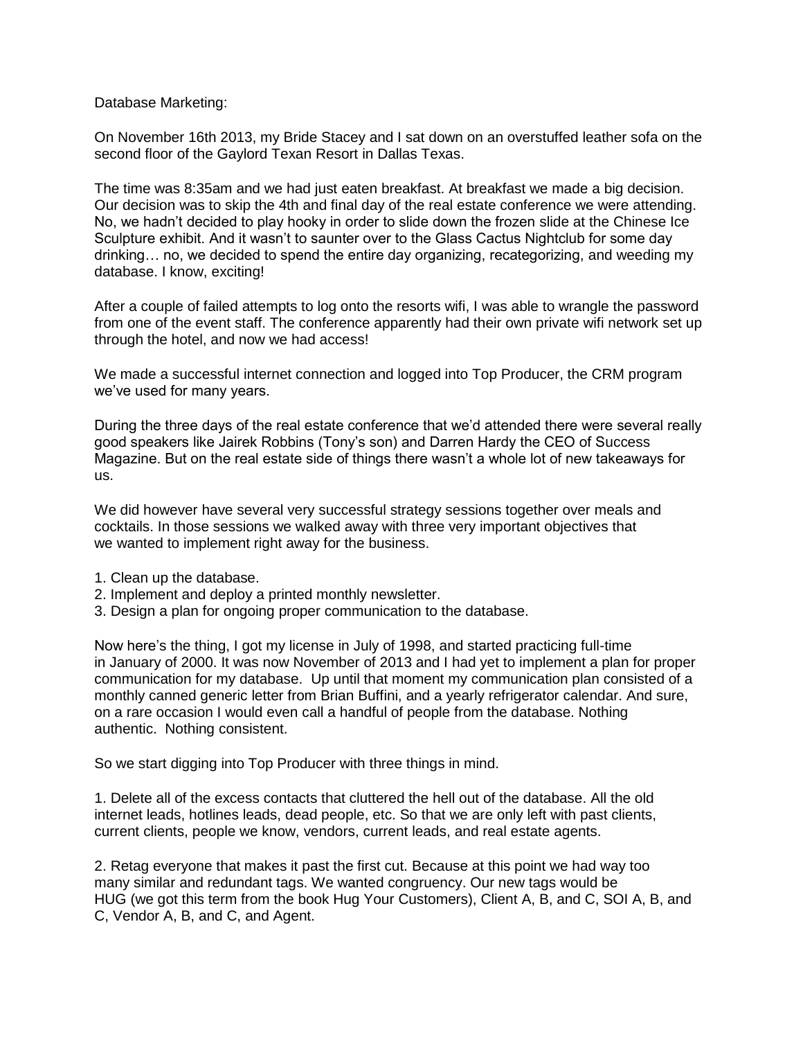Database Marketing:

On November 16th 2013, my Bride Stacey and I sat down on an overstuffed leather sofa on the second floor of the Gaylord Texan Resort in Dallas Texas.

The time was 8:35am and we had just eaten breakfast. At breakfast we made a big decision. Our decision was to skip the 4th and final day of the real estate conference we were attending. No, we hadn't decided to play hooky in order to slide down the frozen slide at the Chinese Ice Sculpture exhibit. And it wasn't to saunter over to the Glass Cactus Nightclub for some day drinking… no, we decided to spend the entire day organizing, recategorizing, and weeding my database. I know, exciting!

After a couple of failed attempts to log onto the resorts wifi, I was able to wrangle the password from one of the event staff. The conference apparently had their own private wifi network set up through the hotel, and now we had access!

We made a successful internet connection and logged into Top Producer, the CRM program we've used for many years.

During the three days of the real estate conference that we'd attended there were several really good speakers like Jairek Robbins (Tony's son) and Darren Hardy the CEO of Success Magazine. But on the real estate side of things there wasn't a whole lot of new takeaways for us.

We did however have several very successful strategy sessions together over meals and cocktails. In those sessions we walked away with three very important objectives that we wanted to implement right away for the business.

1. Clean up the database.
2. Implement and deploy a printed monthly newsletter.
3. Design a plan for ongoing proper communication to the database.

Now here's the thing, I got my license in July of 1998, and started practicing full-time in January of 2000. It was now November of 2013 and I had yet to implement a plan for proper communication for my database. Up until that moment my communication plan consisted of a monthly canned generic letter from Brian Buffini, and a yearly refrigerator calendar. And sure, on a rare occasion I would even call a handful of people from the database. Nothing authentic. Nothing consistent.

So we start digging into Top Producer with three things in mind.

1. Delete all of the excess contacts that cluttered the hell out of the database. All the old internet leads, hotlines leads, dead people, etc. So that we are only left with past clients, current clients, people we know, vendors, current leads, and real estate agents.

2. Retag everyone that makes it past the first cut. Because at this point we had way too many similar and redundant tags. We wanted congruency. Our new tags would be HUG (we got this term from the book Hug Your Customers), Client A, B, and C, SOI A, B, and C, Vendor A, B, and C, and Agent.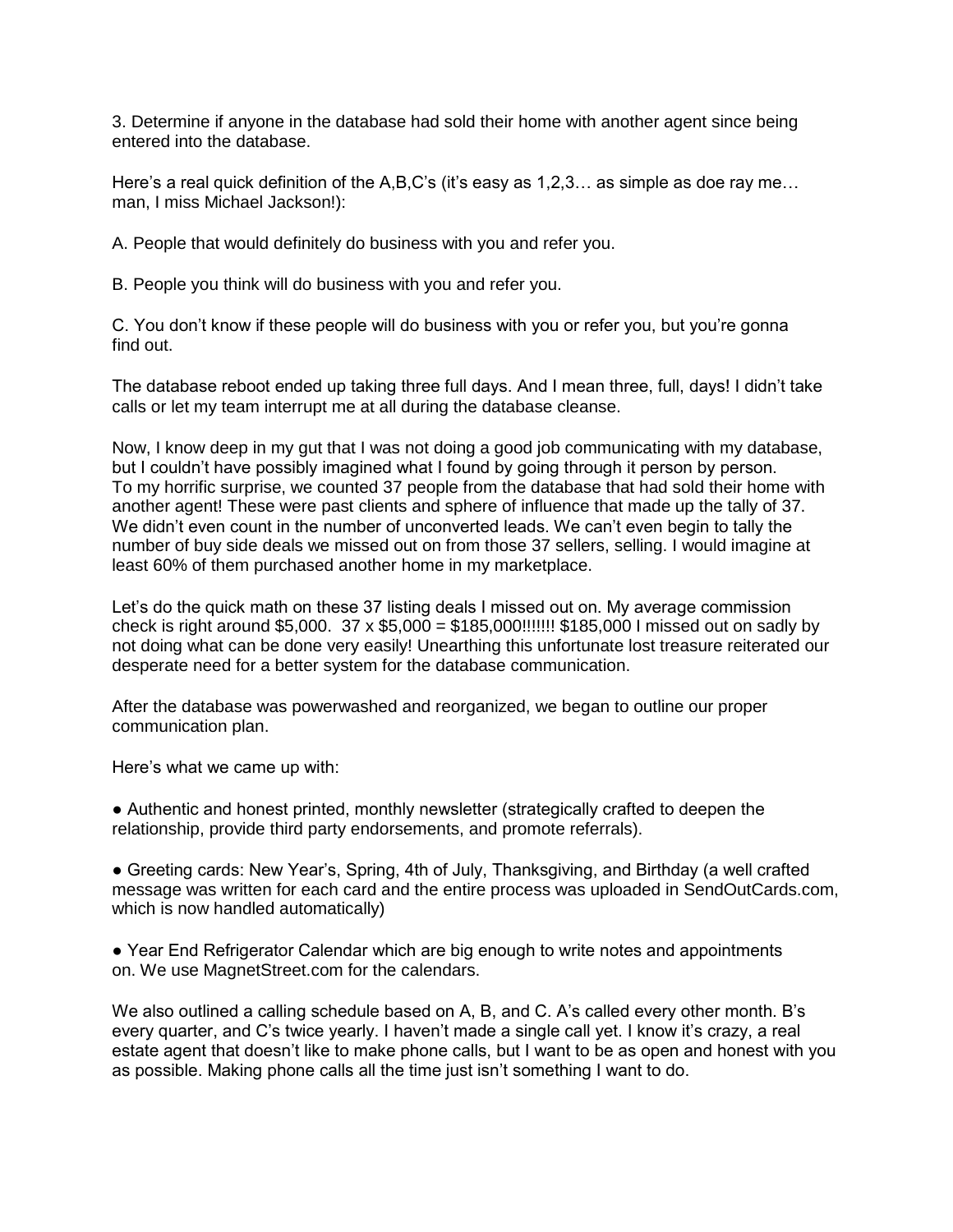3. Determine if anyone in the database had sold their home with another agent since being entered into the database.

Here's a real quick definition of the A,B,C's (it's easy as 1,2,3… as simple as doe ray me… man, I miss Michael Jackson!):

A. People that would definitely do business with you and refer you.

B. People you think will do business with you and refer you.

C. You don't know if these people will do business with you or refer you, but you're gonna find out.

The database reboot ended up taking three full days. And I mean three, full, days! I didn't take calls or let my team interrupt me at all during the database cleanse.

Now, I know deep in my gut that I was not doing a good job communicating with my database, but I couldn't have possibly imagined what I found by going through it person by person. To my horrific surprise, we counted 37 people from the database that had sold their home with another agent! These were past clients and sphere of influence that made up the tally of 37. We didn't even count in the number of unconverted leads. We can't even begin to tally the number of buy side deals we missed out on from those 37 sellers, selling. I would imagine at least 60% of them purchased another home in my marketplace.

Let's do the quick math on these 37 listing deals I missed out on. My average commission check is right around $5,000. 37 x $5,000 = $185,000!!!!!!! $185,000 I missed out on sadly by not doing what can be done very easily! Unearthing this unfortunate lost treasure reiterated our desperate need for a better system for the database communication.

After the database was powerwashed and reorganized, we began to outline our proper communication plan.

Here's what we came up with:

- Authentic and honest printed, monthly newsletter (strategically crafted to deepen the relationship, provide third party endorsements, and promote referrals).

- Greeting cards: New Year's, Spring, 4th of July, Thanksgiving, and Birthday (a well crafted message was written for each card and the entire process was uploaded in SendOutCards.com, which is now handled automatically)

- Year End Refrigerator Calendar which are big enough to write notes and appointments on. We use MagnetStreet.com for the calendars.

We also outlined a calling schedule based on A, B, and C. A's called every other month. B's every quarter, and C's twice yearly. I haven't made a single call yet. I know it's crazy, a real estate agent that doesn't like to make phone calls, but I want to be as open and honest with you as possible. Making phone calls all the time just isn't something I want to do.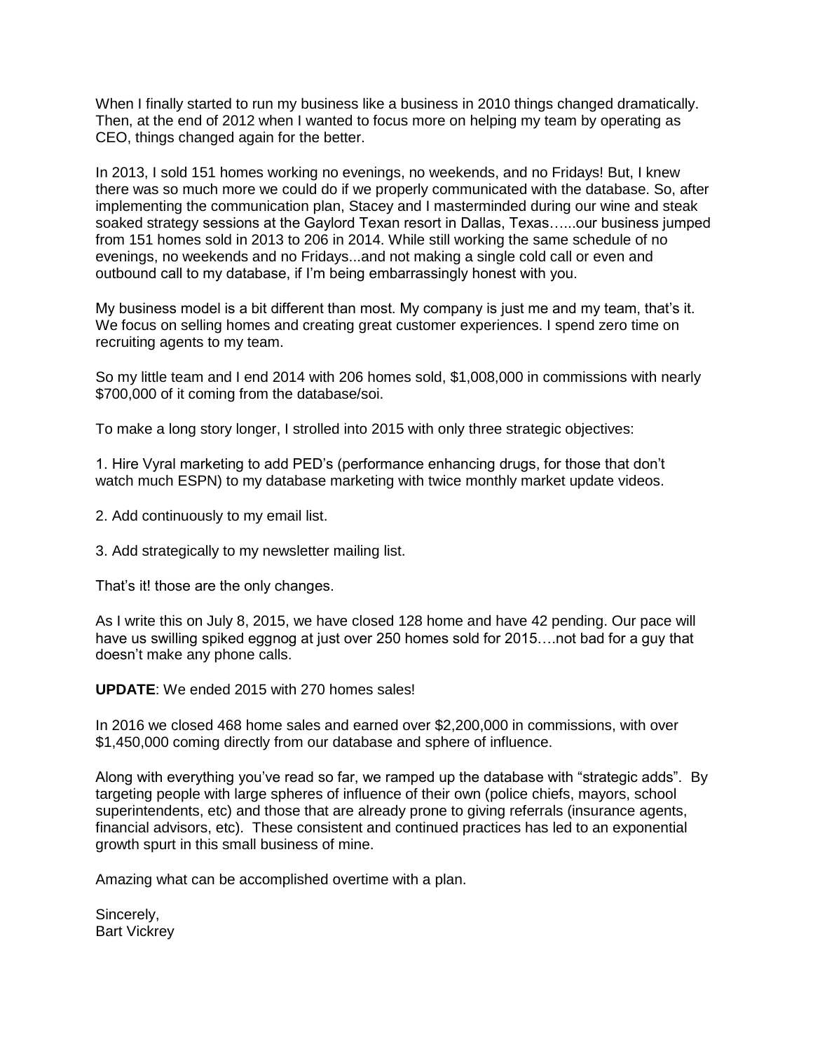When I finally started to run my business like a business in 2010 things changed dramatically. Then, at the end of 2012 when I wanted to focus more on helping my team by operating as CEO, things changed again for the better.

In 2013, I sold 151 homes working no evenings, no weekends, and no Fridays! But, I knew there was so much more we could do if we properly communicated with the database. So, after implementing the communication plan, Stacey and I masterminded during our wine and steak soaked strategy sessions at the Gaylord Texan resort in Dallas, Texas…...our business jumped from 151 homes sold in 2013 to 206 in 2014. While still working the same schedule of no evenings, no weekends and no Fridays...and not making a single cold call or even and outbound call to my database, if I'm being embarrassingly honest with you.

My business model is a bit different than most. My company is just me and my team, that's it. We focus on selling homes and creating great customer experiences. I spend zero time on recruiting agents to my team.

So my little team and I end 2014 with 206 homes sold, $1,008,000 in commissions with nearly $700,000 of it coming from the database/soi.

To make a long story longer, I strolled into 2015 with only three strategic objectives:

1. Hire Vyral marketing to add PED's (performance enhancing drugs, for those that don't watch much ESPN) to my database marketing with twice monthly market update videos.

2. Add continuously to my email list.

3. Add strategically to my newsletter mailing list.

That's it! those are the only changes.

As I write this on July 8, 2015, we have closed 128 home and have 42 pending. Our pace will have us swilling spiked eggnog at just over 250 homes sold for 2015….not bad for a guy that doesn't make any phone calls.

**UPDATE**: We ended 2015 with 270 homes sales!

In 2016 we closed 468 home sales and earned over $2,200,000 in commissions, with over $1,450,000 coming directly from our database and sphere of influence.

Along with everything you've read so far, we ramped up the database with "strategic adds". By targeting people with large spheres of influence of their own (police chiefs, mayors, school superintendents, etc) and those that are already prone to giving referrals (insurance agents, financial advisors, etc). These consistent and continued practices has led to an exponential growth spurt in this small business of mine.

Amazing what can be accomplished overtime with a plan.

Sincerely,
Bart Vickrey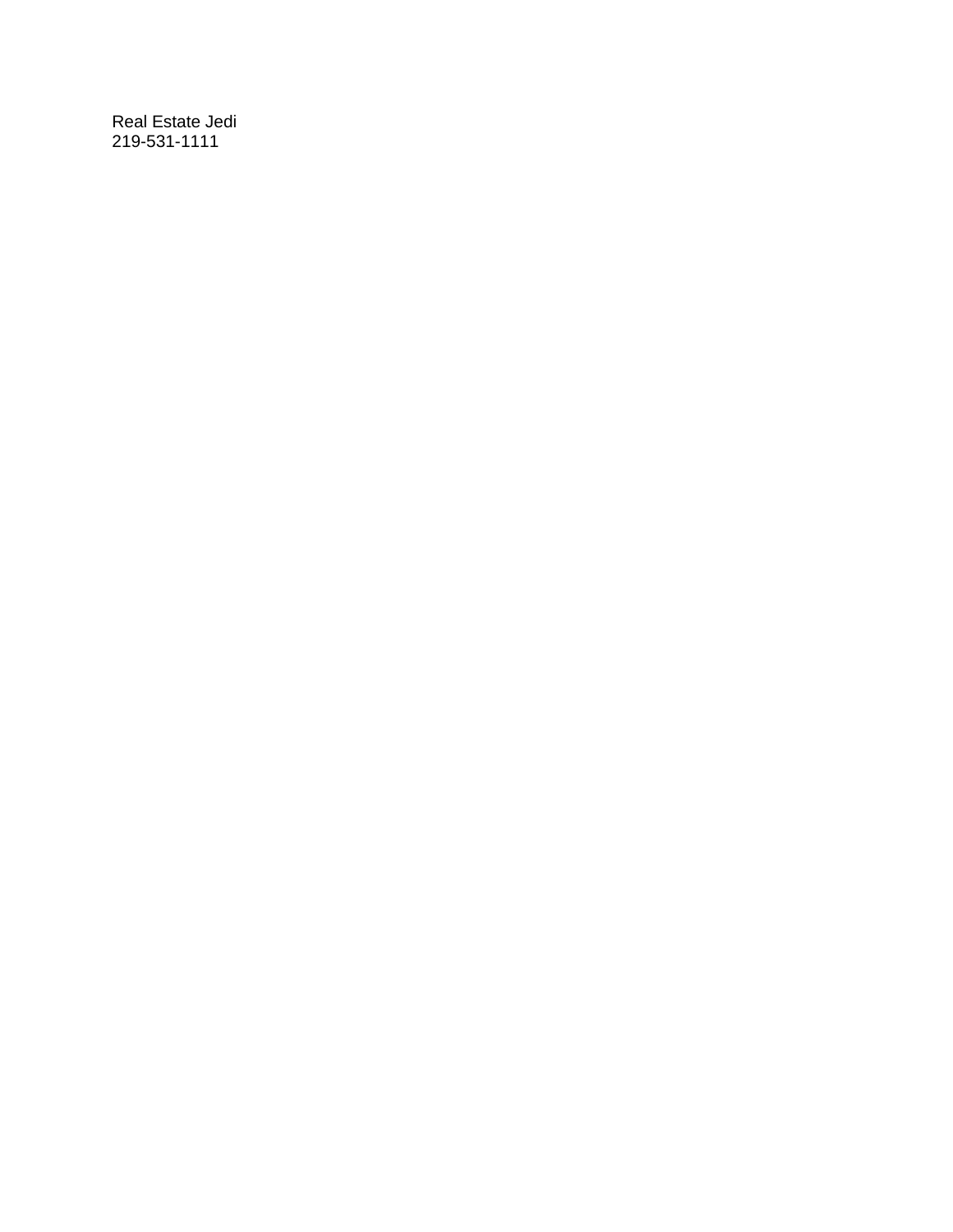Real Estate Jedi
219-531-1111